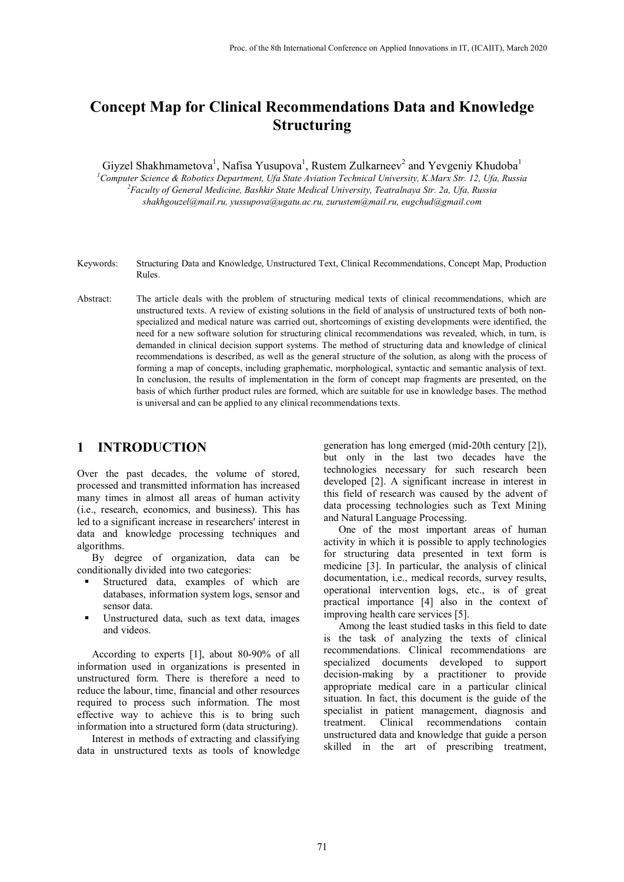# Concept Map for Clinical Recommendations Data and Knowledge Structuring

Giyzel Shakhmametova[1], Nafisa Yusupova[1], Rustem Zulkarneev[2] and Yevgeniy Khudoba[1]

[1]*Computer Science & Robotics Department, Ufa State Aviation Technical University, K.Marx Str. 12, Ufa, Russia*
[2]*Faculty of General Medicine, Bashkir State Medical University, Teatralnaya Str. 2a, Ufa, Russia*
*shakhgouzel@mail.ru, yussupova@ugatu.ac.ru, zurustem@mail.ru, eugchud@gmail.com*

Keywords: Structuring Data and Knowledge, Unstructured Text, Clinical Recommendations, Concept Map, Production Rules.

Abstract: The article deals with the problem of structuring medical texts of clinical recommendations, which are unstructured texts. A review of existing solutions in the field of analysis of unstructured texts of both non-specialized and medical nature was carried out, shortcomings of existing developments were identified, the need for a new software solution for structuring clinical recommendations was revealed, which, in turn, is demanded in clinical decision support systems. The method of structuring data and knowledge of clinical recommendations is described, as well as the general structure of the solution, as along with the process of forming a map of concepts, including graphematic, morphological, syntactic and semantic analysis of text. In conclusion, the results of implementation in the form of concept map fragments are presented, on the basis of which further product rules are formed, which are suitable for use in knowledge bases. The method is universal and can be applied to any clinical recommendations texts.

## 1 INTRODUCTION

Over the past decades, the volume of stored, processed and transmitted information has increased many times in almost all areas of human activity (i.e., research, economics, and business). This has led to a significant increase in researchers' interest in data and knowledge processing techniques and algorithms.

By degree of organization, data can be conditionally divided into two categories:

- Structured data, examples of which are databases, information system logs, sensor and sensor data.
- Unstructured data, such as text data, images and videos.

According to experts [1], about 80-90% of all information used in organizations is presented in unstructured form. There is therefore a need to reduce the labour, time, financial and other resources required to process such information. The most effective way to achieve this is to bring such information into a structured form (data structuring).

Interest in methods of extracting and classifying data in unstructured texts as tools of knowledge generation has long emerged (mid-20th century [2]), but only in the last two decades have the technologies necessary for such research been developed [2]. A significant increase in interest in this field of research was caused by the advent of data processing technologies such as Text Mining and Natural Language Processing.

One of the most important areas of human activity in which it is possible to apply technologies for structuring data presented in text form is medicine [3]. In particular, the analysis of clinical documentation, i.e., medical records, survey results, operational intervention logs, etc., is of great practical importance [4] also in the context of improving health care services [5].

Among the least studied tasks in this field to date is the task of analyzing the texts of clinical recommendations. Clinical recommendations are specialized documents developed to support decision-making by a practitioner to provide appropriate medical care in a particular clinical situation. In fact, this document is the guide of the specialist in patient management, diagnosis and treatment. Clinical recommendations contain unstructured data and knowledge that guide a person skilled in the art of prescribing treatment,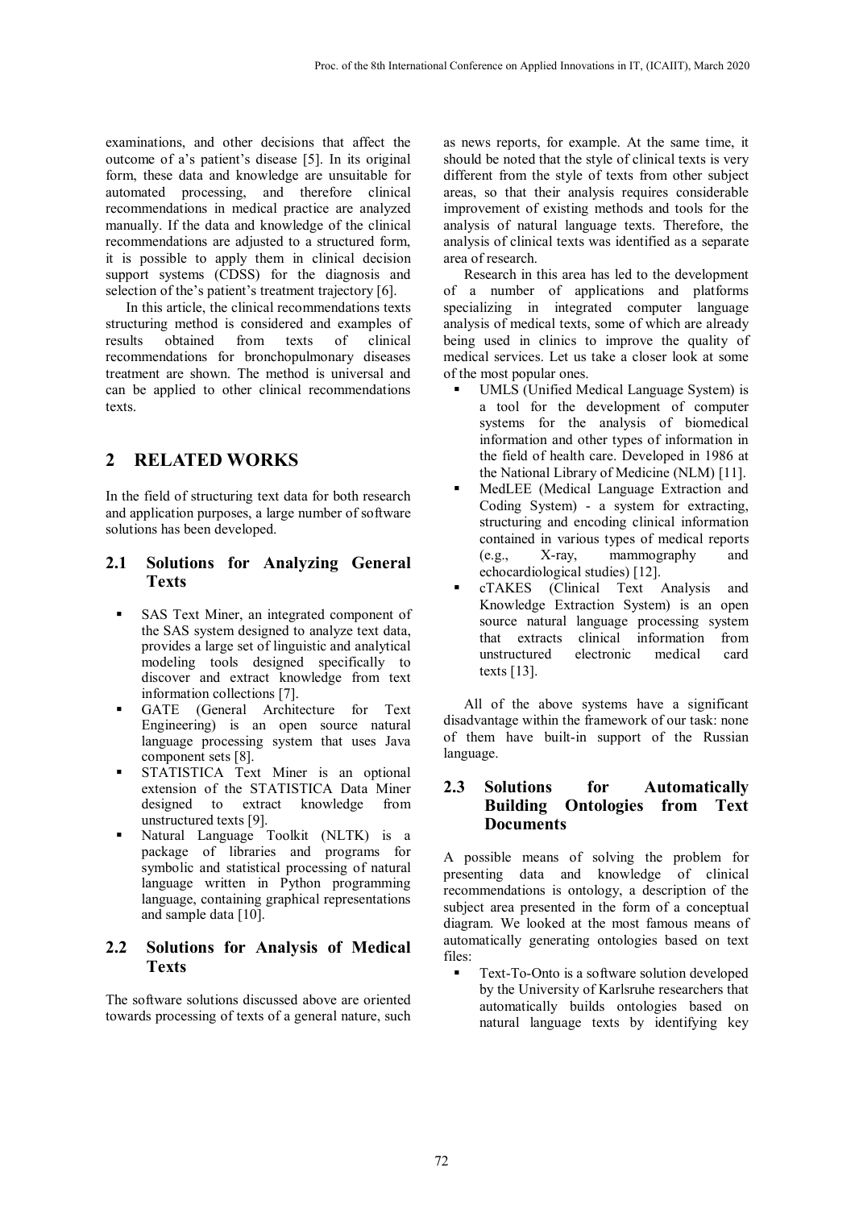examinations, and other decisions that affect the outcome of a's patient's disease [5]. In its original form, these data and knowledge are unsuitable for automated processing, and therefore clinical recommendations in medical practice are analyzed manually. If the data and knowledge of the clinical recommendations are adjusted to a structured form, it is possible to apply them in clinical decision support systems (CDSS) for the diagnosis and selection of the's patient's treatment trajectory [6].

In this article, the clinical recommendations texts structuring method is considered and examples of results obtained from texts of clinical recommendations for bronchopulmonary diseases treatment are shown. The method is universal and can be applied to other clinical recommendations texts.

## 2 RELATED WORKS

In the field of structuring text data for both research and application purposes, a large number of software solutions has been developed.

### 2.1 Solutions for Analyzing General Texts

- SAS Text Miner, an integrated component of the SAS system designed to analyze text data, provides a large set of linguistic and analytical modeling tools designed specifically to discover and extract knowledge from text information collections [7].
- GATE (General Architecture for Text Engineering) is an open source natural language processing system that uses Java component sets [8].
- STATISTICA Text Miner is an optional extension of the STATISTICA Data Miner designed to extract knowledge from unstructured texts [9].
- Natural Language Toolkit (NLTK) is a package of libraries and programs for symbolic and statistical processing of natural language written in Python programming language, containing graphical representations and sample data [10].

### 2.2 Solutions for Analysis of Medical Texts

The software solutions discussed above are oriented towards processing of texts of a general nature, such as news reports, for example. At the same time, it should be noted that the style of clinical texts is very different from the style of texts from other subject areas, so that their analysis requires considerable improvement of existing methods and tools for the analysis of natural language texts. Therefore, the analysis of clinical texts was identified as a separate area of research.

Research in this area has led to the development of a number of applications and platforms specializing in integrated computer language analysis of medical texts, some of which are already being used in clinics to improve the quality of medical services. Let us take a closer look at some of the most popular ones.

- UMLS (Unified Medical Language System) is a tool for the development of computer systems for the analysis of biomedical information and other types of information in the field of health care. Developed in 1986 at the National Library of Medicine (NLM) [11].
- MedLEE (Medical Language Extraction and Coding System) - a system for extracting, structuring and encoding clinical information contained in various types of medical reports (e.g., X-ray, mammography and echocardiological studies) [12].
- cTAKES (Clinical Text Analysis and Knowledge Extraction System) is an open source natural language processing system that extracts clinical information from unstructured electronic medical card texts [13].

All of the above systems have a significant disadvantage within the framework of our task: none of them have built-in support of the Russian language.

### 2.3 Solutions for Automatically Building Ontologies from Text Documents

A possible means of solving the problem for presenting data and knowledge of clinical recommendations is ontology, a description of the subject area presented in the form of a conceptual diagram. We looked at the most famous means of automatically generating ontologies based on text files:

- Text-To-Onto is a software solution developed by the University of Karlsruhe researchers that automatically builds ontologies based on natural language texts by identifying key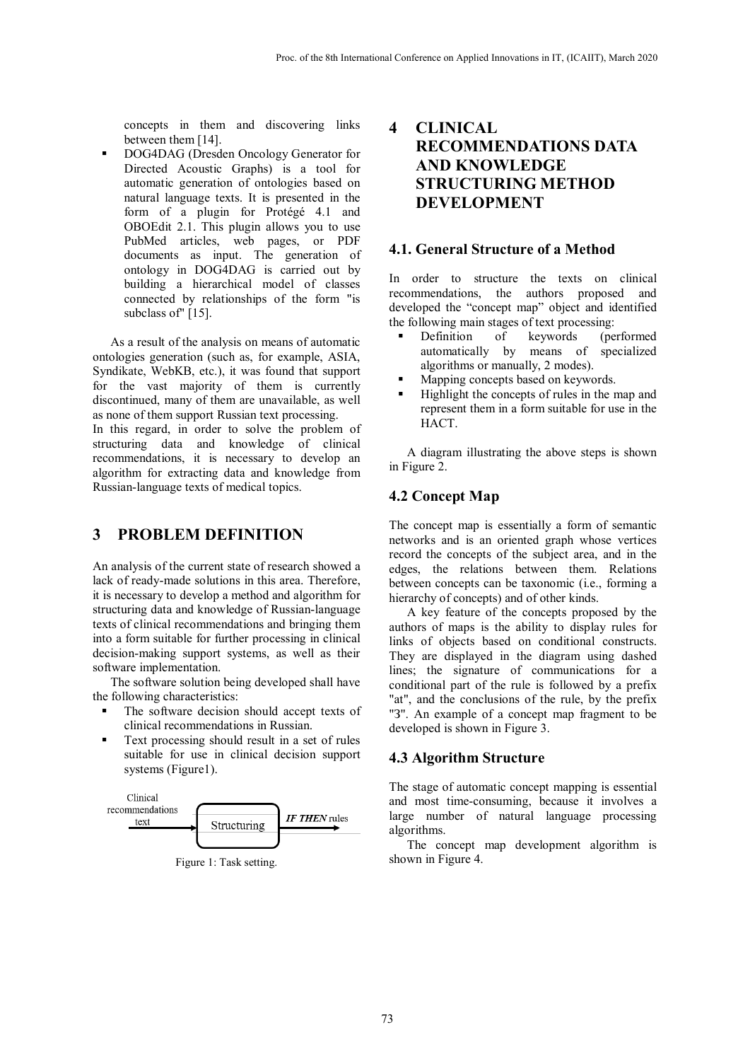concepts in them and discovering links between them [14].

- DOG4DAG (Dresden Oncology Generator for Directed Acoustic Graphs) is a tool for automatic generation of ontologies based on natural language texts. It is presented in the form of a plugin for Protégé 4.1 and OBOEdit 2.1. This plugin allows you to use PubMed articles, web pages, or PDF documents as input. The generation of ontology in DOG4DAG is carried out by building a hierarchical model of classes connected by relationships of the form "is subclass of" [15].

As a result of the analysis on means of automatic ontologies generation (such as, for example, ASIA, Syndikate, WebKB, etc.), it was found that support for the vast majority of them is currently discontinued, many of them are unavailable, as well as none of them support Russian text processing.

In this regard, in order to solve the problem of structuring data and knowledge of clinical recommendations, it is necessary to develop an algorithm for extracting data and knowledge from Russian-language texts of medical topics.

# 3 PROBLEM DEFINITION

An analysis of the current state of research showed a lack of ready-made solutions in this area. Therefore, it is necessary to develop a method and algorithm for structuring data and knowledge of Russian-language texts of clinical recommendations and bringing them into a form suitable for further processing in clinical decision-making support systems, as well as their software implementation.

The software solution being developed shall have the following characteristics:

- The software decision should accept texts of clinical recommendations in Russian.
- Text processing should result in a set of rules suitable for use in clinical decision support systems (Figure1).

Clinical recommendations text → Structuring → ***IF THEN*** rules

Figure 1: Task setting.

# 4 CLINICAL RECOMMENDATIONS DATA AND KNOWLEDGE STRUCTURING METHOD DEVELOPMENT

## 4.1. General Structure of a Method

In order to structure the texts on clinical recommendations, the authors proposed and developed the "concept map" object and identified the following main stages of text processing:

- Definition of keywords (performed automatically by means of specialized algorithms or manually, 2 modes).
- Mapping concepts based on keywords.
- Highlight the concepts of rules in the map and represent them in a form suitable for use in the HACT.

A diagram illustrating the above steps is shown in Figure 2.

## 4.2 Concept Map

The concept map is essentially a form of semantic networks and is an oriented graph whose vertices record the concepts of the subject area, and in the edges, the relations between them. Relations between concepts can be taxonomic (i.e., forming a hierarchy of concepts) and of other kinds.

A key feature of the concepts proposed by the authors of maps is the ability to display rules for links of objects based on conditional constructs. They are displayed in the diagram using dashed lines; the signature of communications for a conditional part of the rule is followed by a prefix "at", and the conclusions of the rule, by the prefix "3". An example of a concept map fragment to be developed is shown in Figure 3.

## 4.3 Algorithm Structure

The stage of automatic concept mapping is essential and most time-consuming, because it involves a large number of natural language processing algorithms.

The concept map development algorithm is shown in Figure 4.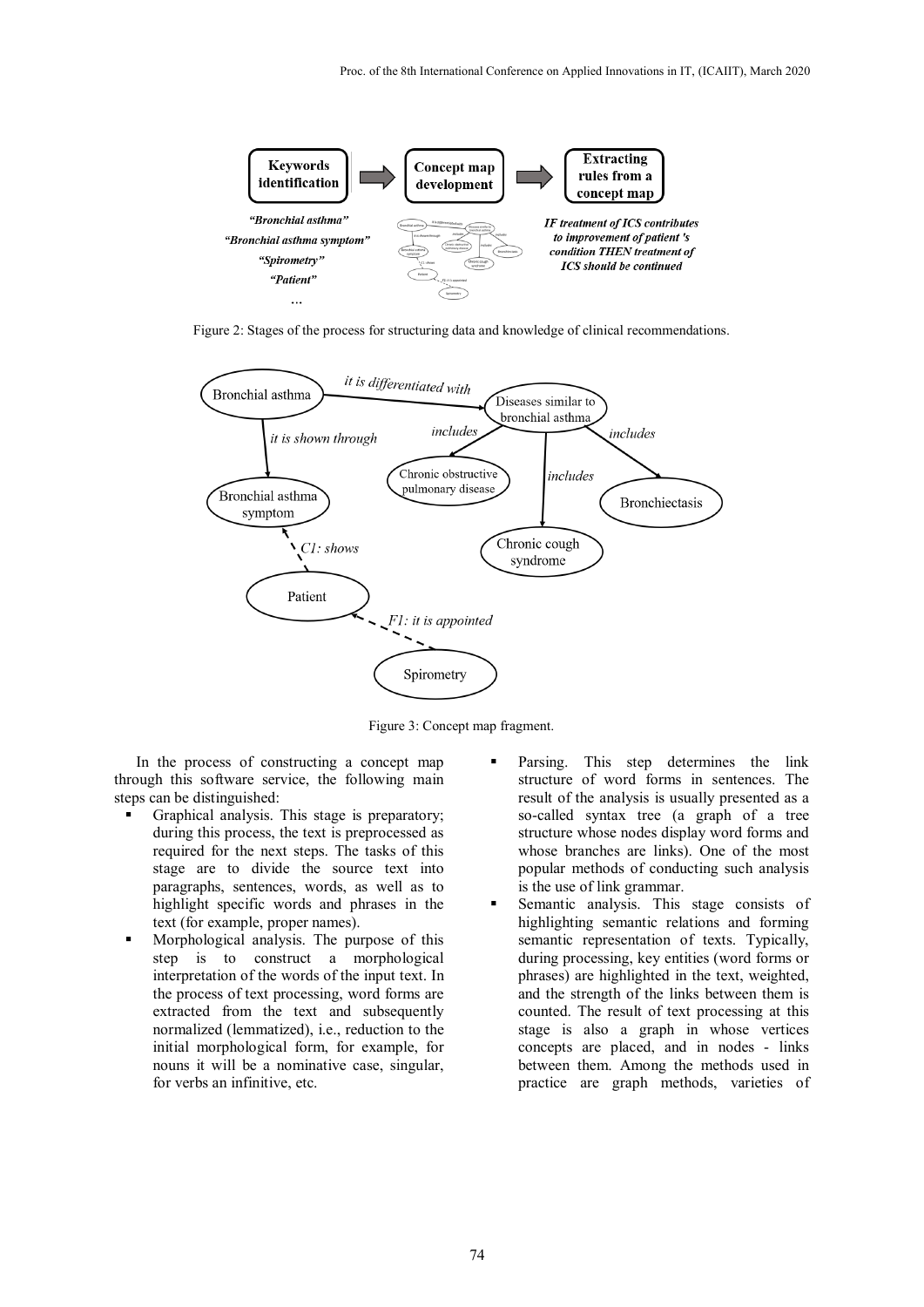Figure 2: Stages of the process for structuring data and knowledge of clinical recommendations.

Figure 3: Concept map fragment.

In the process of constructing a concept map through this software service, the following main steps can be distinguished:

- Graphical analysis. This stage is preparatory; during this process, the text is preprocessed as required for the next steps. The tasks of this stage are to divide the source text into paragraphs, sentences, words, as well as to highlight specific words and phrases in the text (for example, proper names).
- Morphological analysis. The purpose of this step is to construct a morphological interpretation of the words of the input text. In the process of text processing, word forms are extracted from the text and subsequently normalized (lemmatized), i.e., reduction to the initial morphological form, for example, for nouns it will be a nominative case, singular, for verbs an infinitive, etc.
- Parsing. This step determines the link structure of word forms in sentences. The result of the analysis is usually presented as a so-called syntax tree (a graph of a tree structure whose nodes display word forms and whose branches are links). One of the most popular methods of conducting such analysis is the use of link grammar.
- Semantic analysis. This stage consists of highlighting semantic relations and forming semantic representation of texts. Typically, during processing, key entities (word forms or phrases) are highlighted in the text, weighted, and the strength of the links between them is counted. The result of text processing at this stage is also a graph in whose vertices concepts are placed, and in nodes - links between them. Among the methods used in practice are graph methods, varieties of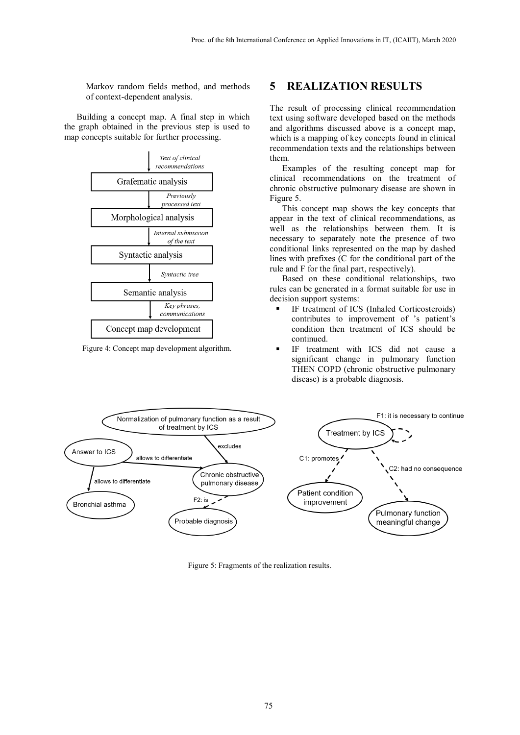Markov random fields method, and methods of context-dependent analysis.

Building a concept map. A final step in which the graph obtained in the previous step is used to map concepts suitable for further processing.

Figure 4: Concept map development algorithm.

## 5 REALIZATION RESULTS

The result of processing clinical recommendation text using software developed based on the methods and algorithms discussed above is a concept map, which is a mapping of key concepts found in clinical recommendation texts and the relationships between them.

Examples of the resulting concept map for clinical recommendations on the treatment of chronic obstructive pulmonary disease are shown in Figure 5.

This concept map shows the key concepts that appear in the text of clinical recommendations, as well as the relationships between them. It is necessary to separately note the presence of two conditional links represented on the map by dashed lines with prefixes (C for the conditional part of the rule and F for the final part, respectively).

Based on these conditional relationships, two rules can be generated in a format suitable for use in decision support systems:

- IF treatment of ICS (Inhaled Corticosteroids) contributes to improvement of 's patient's condition then treatment of ICS should be continued.
- IF treatment with ICS did not cause a significant change in pulmonary function THEN COPD (chronic obstructive pulmonary disease) is a probable diagnosis.

Figure 5: Fragments of the realization results.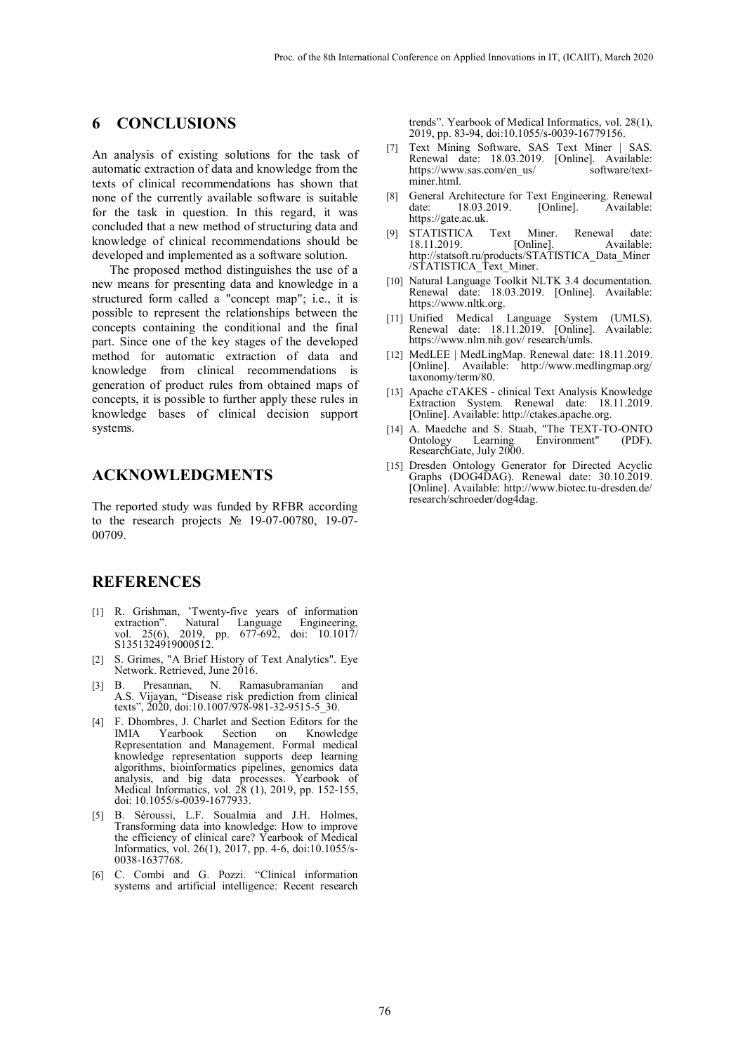## 6 CONCLUSIONS

An analysis of existing solutions for the task of automatic extraction of data and knowledge from the texts of clinical recommendations has shown that none of the currently available software is suitable for the task in question. In this regard, it was concluded that a new method of structuring data and knowledge of clinical recommendations should be developed and implemented as a software solution.

The proposed method distinguishes the use of a new means for presenting data and knowledge in a structured form called a "concept map"; i.e., it is possible to represent the relationships between the concepts containing the conditional and the final part. Since one of the key stages of the developed method for automatic extraction of data and knowledge from clinical recommendations is generation of product rules from obtained maps of concepts, it is possible to further apply these rules in knowledge bases of clinical decision support systems.

## ACKNOWLEDGMENTS

The reported study was funded by RFBR according to the research projects № 19-07-00780, 19-07-00709.

## REFERENCES

[1] R. Grishman, 'Twenty-five years of information extraction". Natural Language Engineering, vol. 25(6), 2019, pp. 677-692, doi: 10.1017/S1351324919000512.

[2] S. Grimes, "A Brief History of Text Analytics". Eye Network. Retrieved, June 2016.

[3] B. Presannan, N. Ramasubramanian and A.S. Vijayan, "Disease risk prediction from clinical texts", 2020, doi:10.1007/978-981-32-9515-5_30.

[4] F. Dhombres, J. Charlet and Section Editors for the IMIA Yearbook Section on Knowledge Representation and Management. Formal medical knowledge representation supports deep learning algorithms, bioinformatics pipelines, genomics data analysis, and big data processes. Yearbook of Medical Informatics, vol. 28 (1), 2019, pp. 152-155, doi: 10.1055/s-0039-1677933.

[5] B. Séroussi, L.F. Soualmia and J.H. Holmes, Transforming data into knowledge: How to improve the efficiency of clinical care? Yearbook of Medical Informatics, vol. 26(1), 2017, pp. 4-6, doi:10.1055/s-0038-1637768.

[6] C. Combi and G. Pozzi. "Clinical information systems and artificial intelligence: Recent research trends". Yearbook of Medical Informatics, vol. 28(1), 2019, pp. 83-94, doi:10.1055/s-0039-16779156.

[7] Text Mining Software, SAS Text Miner | SAS. Renewal date: 18.03.2019. [Online]. Available: https://www.sas.com/en_us/ software/text-miner.html.

[8] General Architecture for Text Engineering. Renewal date: 18.03.2019. [Online]. Available: https://gate.ac.uk.

[9] STATISTICA Text Miner. Renewal date: 18.11.2019. [Online]. Available: http://statsoft.ru/products/STATISTICA_Data_Miner /STATISTICA_Text_Miner.

[10] Natural Language Toolkit NLTK 3.4 documentation. Renewal date: 18.03.2019. [Online]. Available: https://www.nltk.org.

[11] Unified Medical Language System (UMLS). Renewal date: 18.11.2019. [Online]. Available: https://www.nlm.nih.gov/ research/umls.

[12] MedLEE | MedLingMap. Renewal date: 18.11.2019. [Online]. Available: http://www.medlingmap.org/ taxonomy/term/80.

[13] Apache cTAKES - clinical Text Analysis Knowledge Extraction System. Renewal date: 18.11.2019. [Online]. Available: http://ctakes.apache.org.

[14] A. Maedche and S. Staab, "The TEXT-TO-ONTO Ontology Learning Environment" (PDF). ResearchGate, July 2000.

[15] Dresden Ontology Generator for Directed Acyclic Graphs (DOG4DAG). Renewal date: 30.10.2019. [Online]. Available: http://www.biotec.tu-dresden.de/ research/schroeder/dog4dag.